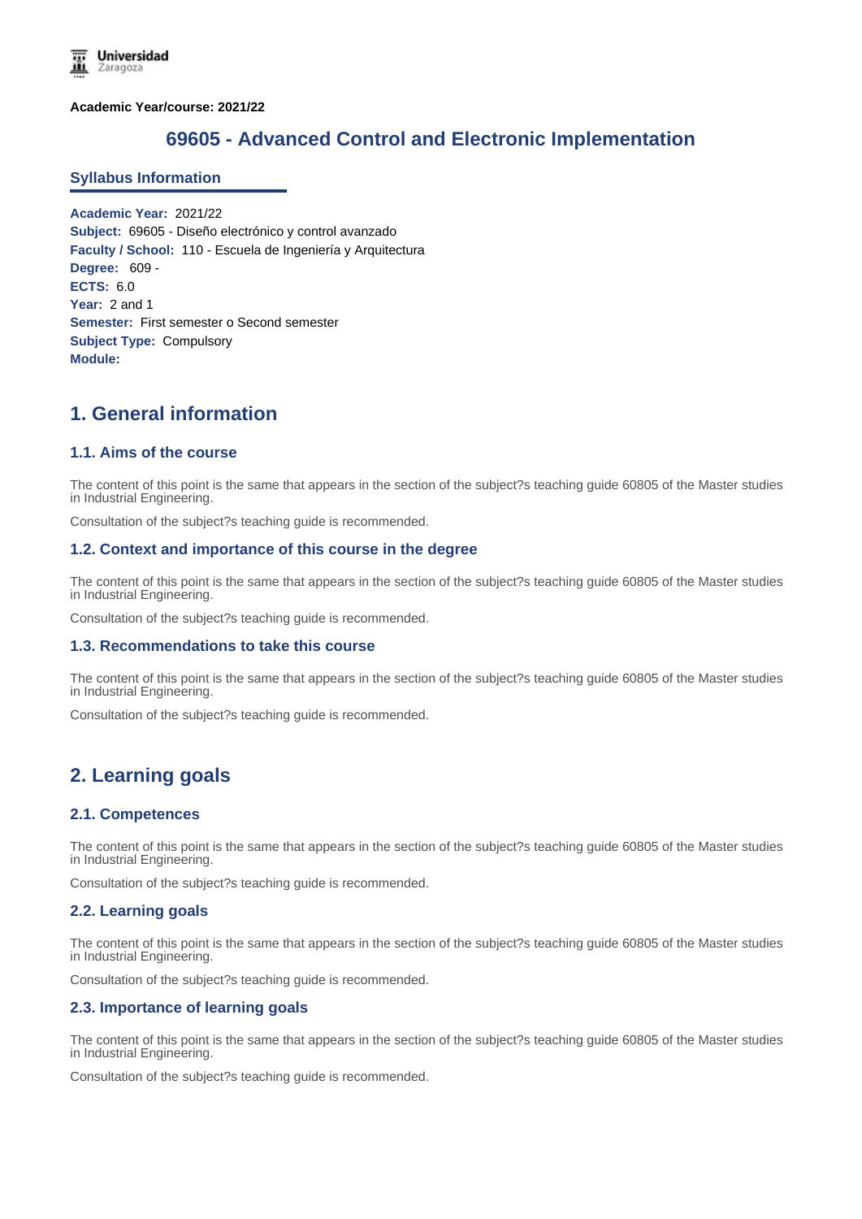**Academic Year/course: 2021/22**

# 69605 - Advanced Control and Electronic Implementation

## Syllabus Information

**Academic Year:** 2021/22
**Subject:** 69605 - Diseño electrónico y control avanzado
**Faculty / School:** 110 - Escuela de Ingeniería y Arquitectura
**Degree:** 609 -
**ECTS:** 6.0
**Year:** 2 and 1
**Semester:** First semester o Second semester
**Subject Type:** Compulsory
**Module:**

## 1. General information

### 1.1. Aims of the course

The content of this point is the same that appears in the section of the subject?s teaching guide 60805 of the Master studies in Industrial Engineering.

Consultation of the subject?s teaching guide is recommended.

### 1.2. Context and importance of this course in the degree

The content of this point is the same that appears in the section of the subject?s teaching guide 60805 of the Master studies in Industrial Engineering.

Consultation of the subject?s teaching guide is recommended.

### 1.3. Recommendations to take this course

The content of this point is the same that appears in the section of the subject?s teaching guide 60805 of the Master studies in Industrial Engineering.

Consultation of the subject?s teaching guide is recommended.

## 2. Learning goals

### 2.1. Competences

The content of this point is the same that appears in the section of the subject?s teaching guide 60805 of the Master studies in Industrial Engineering.

Consultation of the subject?s teaching guide is recommended.

### 2.2. Learning goals

The content of this point is the same that appears in the section of the subject?s teaching guide 60805 of the Master studies in Industrial Engineering.

Consultation of the subject?s teaching guide is recommended.

### 2.3. Importance of learning goals

The content of this point is the same that appears in the section of the subject?s teaching guide 60805 of the Master studies in Industrial Engineering.

Consultation of the subject?s teaching guide is recommended.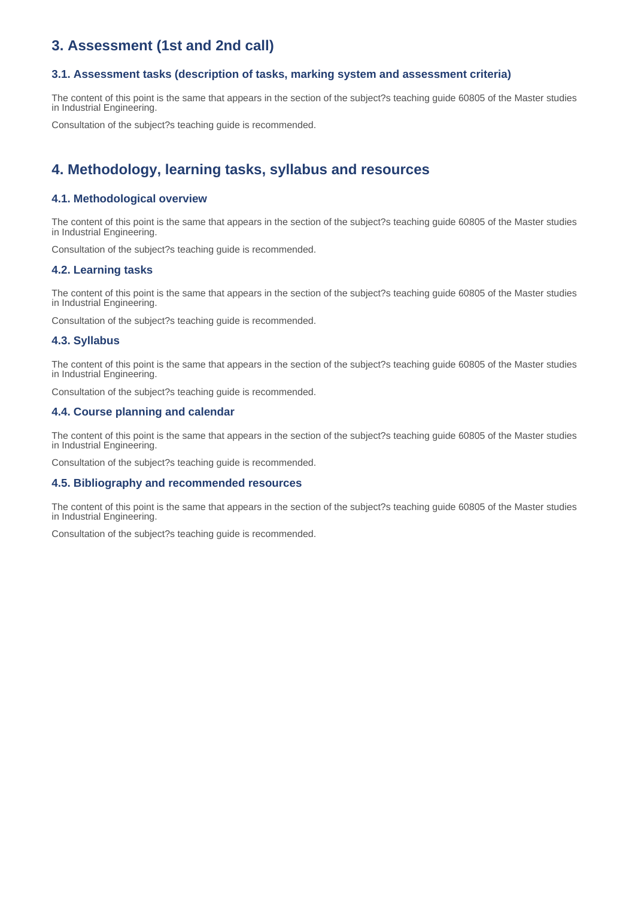## 3. Assessment (1st and 2nd call)

### 3.1. Assessment tasks (description of tasks, marking system and assessment criteria)

The content of this point is the same that appears in the section of the subject?s teaching guide 60805 of the Master studies in Industrial Engineering.

Consultation of the subject?s teaching guide is recommended.

## 4. Methodology, learning tasks, syllabus and resources

### 4.1. Methodological overview

The content of this point is the same that appears in the section of the subject?s teaching guide 60805 of the Master studies in Industrial Engineering.

Consultation of the subject?s teaching guide is recommended.

### 4.2. Learning tasks

The content of this point is the same that appears in the section of the subject?s teaching guide 60805 of the Master studies in Industrial Engineering.

Consultation of the subject?s teaching guide is recommended.

### 4.3. Syllabus

The content of this point is the same that appears in the section of the subject?s teaching guide 60805 of the Master studies in Industrial Engineering.

Consultation of the subject?s teaching guide is recommended.

### 4.4. Course planning and calendar

The content of this point is the same that appears in the section of the subject?s teaching guide 60805 of the Master studies in Industrial Engineering.

Consultation of the subject?s teaching guide is recommended.

### 4.5. Bibliography and recommended resources

The content of this point is the same that appears in the section of the subject?s teaching guide 60805 of the Master studies in Industrial Engineering.

Consultation of the subject?s teaching guide is recommended.